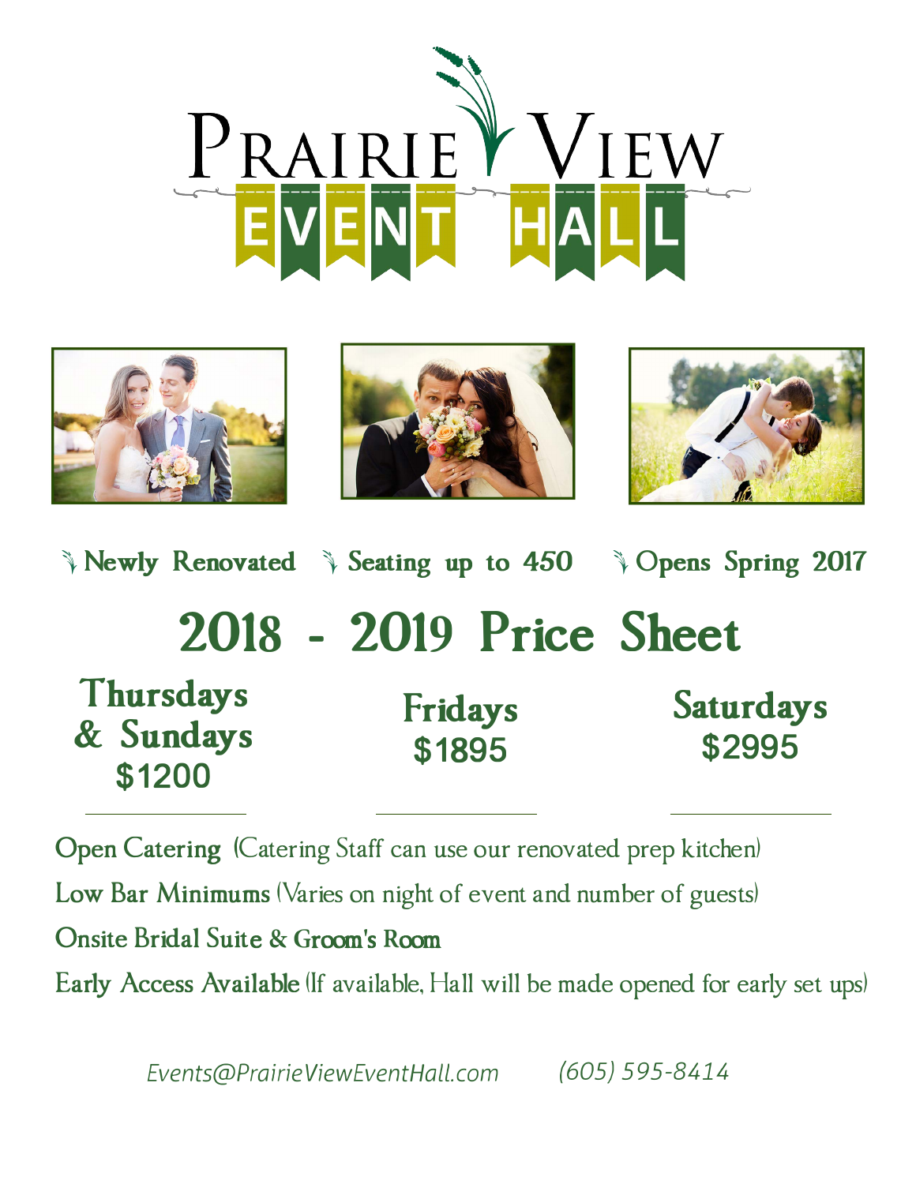# Prairie View Event Hall

Newly Renovated · Seating up to 450 · Opens Spring 2017

## 2018 - 2019 Price Sheet

| Thursdays & Sundays | Fridays | Saturdays |
|---|---|---|
| $1200 | $1895 | $2995 |

**Open Catering** (Catering Staff can use our renovated prep kitchen)

**Low Bar Minimums** (Varies on night of event and number of guests)

**Onsite Bridal Suite & Groom's Room**

**Early Access Available** (If available, Hall will be made opened for early set ups)

*Events@PrairieViewEventHall.com* *(605) 595-8414*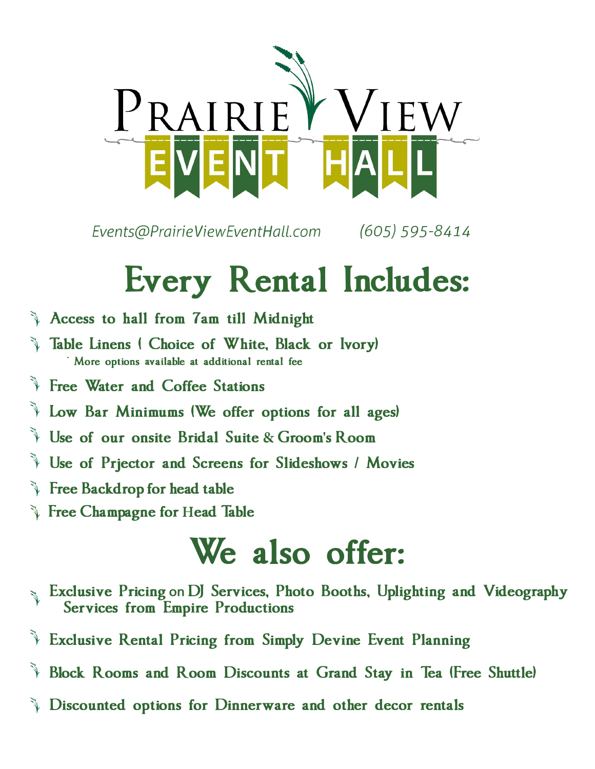# Prairie View Event Hall

*Events@PrairieViewEventHall.com* *(605) 595-8414*

## Every Rental Includes:

- Access to hall from 7am till Midnight
- Table Linens ( Choice of White, Black or Ivory)
  - More options available at additional rental fee
- Free Water and Coffee Stations
- Low Bar Minimums (We offer options for all ages)
- Use of our onsite Bridal Suite & Groom's Room
- Use of Prjector and Screens for Slideshows / Movies
- Free Backdrop for head table
- Free Champagne for Head Table

## We also offer:

- Exclusive Pricing on DJ Services, Photo Booths, Uplighting and Videography Services from Empire Productions
- Exclusive Rental Pricing from Simply Devine Event Planning
- Block Rooms and Room Discounts at Grand Stay in Tea (Free Shuttle)
- Discounted options for Dinnerware and other decor rentals